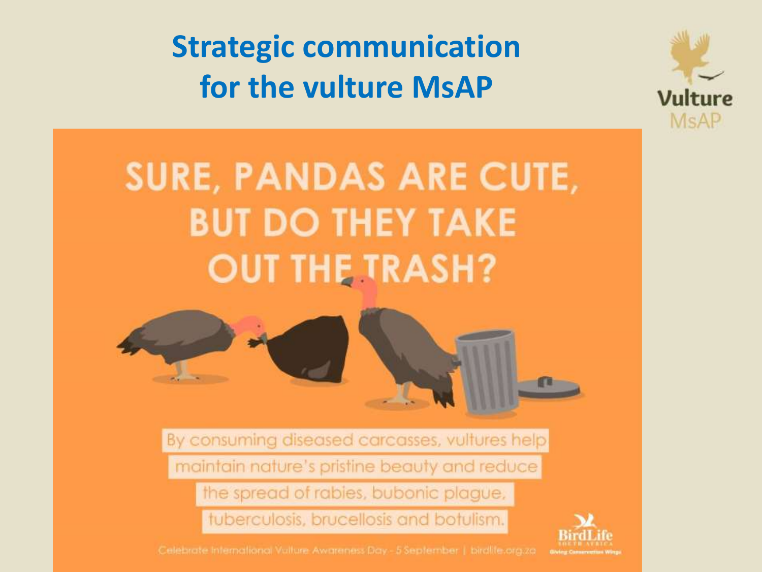# Strategic communication for the vulture MsAP

Vulture MsAP

SURE, PANDAS ARE CUTE, BUT DO THEY TAKE OUT THE TRASH?

By consuming diseased carcasses, vultures help maintain nature's pristine beauty and reduce the spread of rabies, bubonic plague, tuberculosis, brucellosis and botulism.

Celebrate International Vulture Awareness Day - 5 September | birdlife.org.za

BirdLife South Africa — Giving Conservation Wings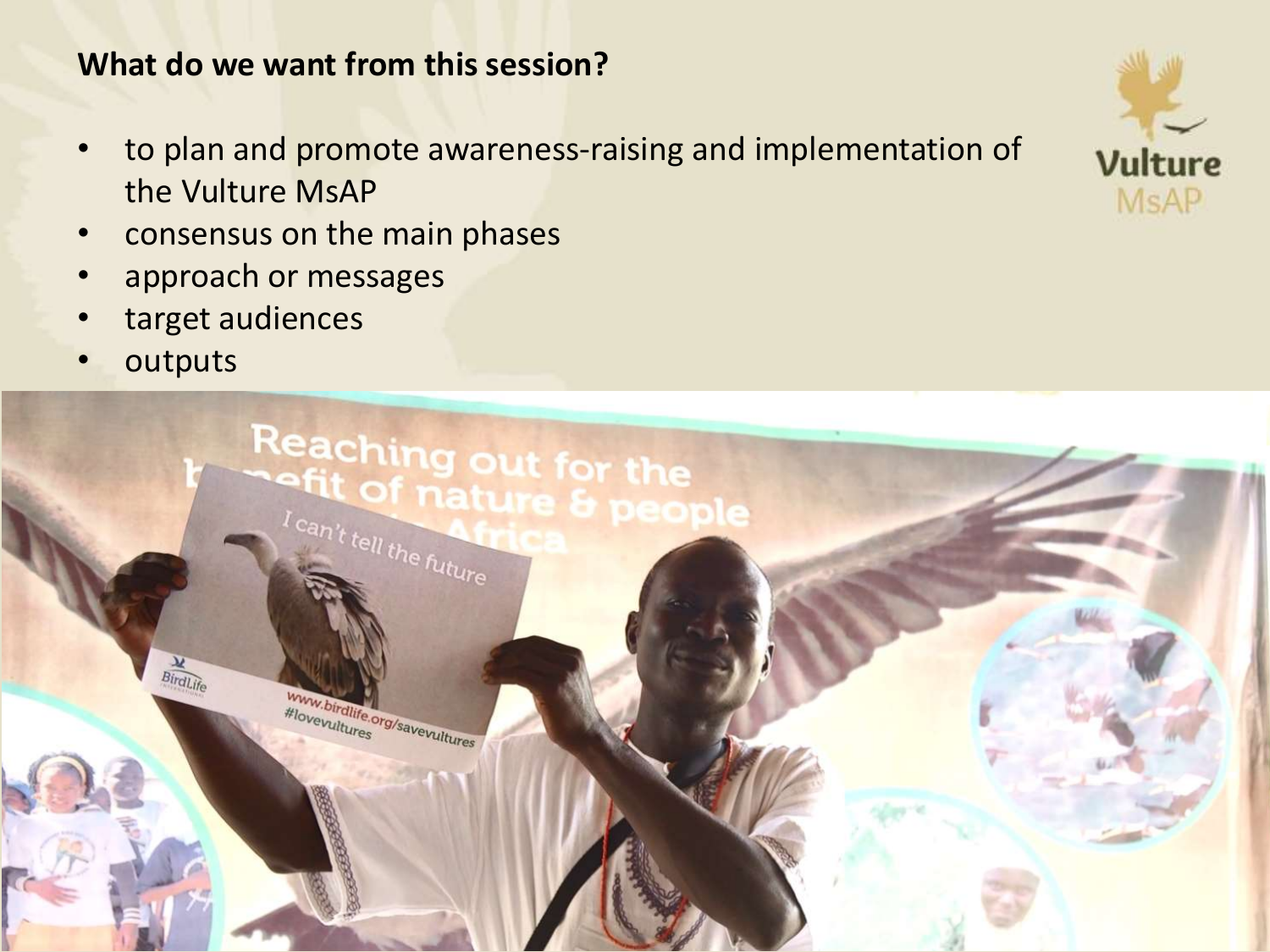**What do we want from this session?**

- to plan and promote awareness-raising and implementation of the Vulture MsAP
- consensus on the main phases
- approach or messages
- target audiences
- outputs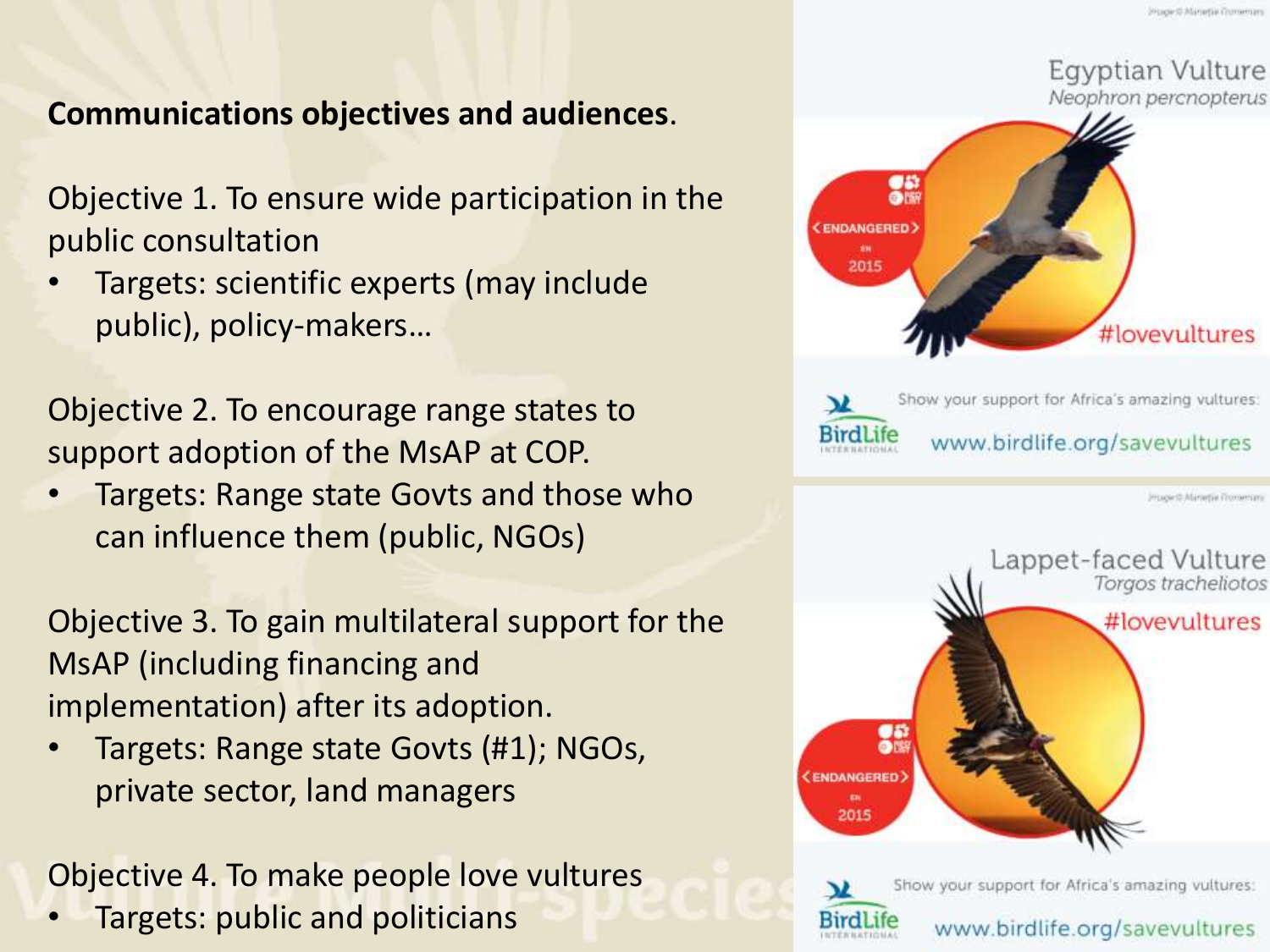**Communications objectives and audiences**.

Objective 1. To ensure wide participation in the public consultation

- Targets: scientific experts (may include public), policy-makers…

Objective 2. To encourage range states to support adoption of the MsAP at COP.

- Targets: Range state Govts and those who can influence them (public, NGOs)

Objective 3. To gain multilateral support for the MsAP (including financing and implementation) after its adoption.

- Targets: Range state Govts (#1); NGOs, private sector, land managers

Objective 4. To make people love vultures

- Targets: public and politicians

Egyptian Vulture
*Neophron percnopterus*

ENDANGERED
EN
2015

#lovevultures

BirdLife INTERNATIONAL

Show your support for Africa's amazing vultures:
www.birdlife.org/savevultures

Lappet-faced Vulture
*Torgos tracheliotos*

#lovevultures

ENDANGERED
EN
2015

BirdLife INTERNATIONAL

Show your support for Africa's amazing vultures:
www.birdlife.org/savevultures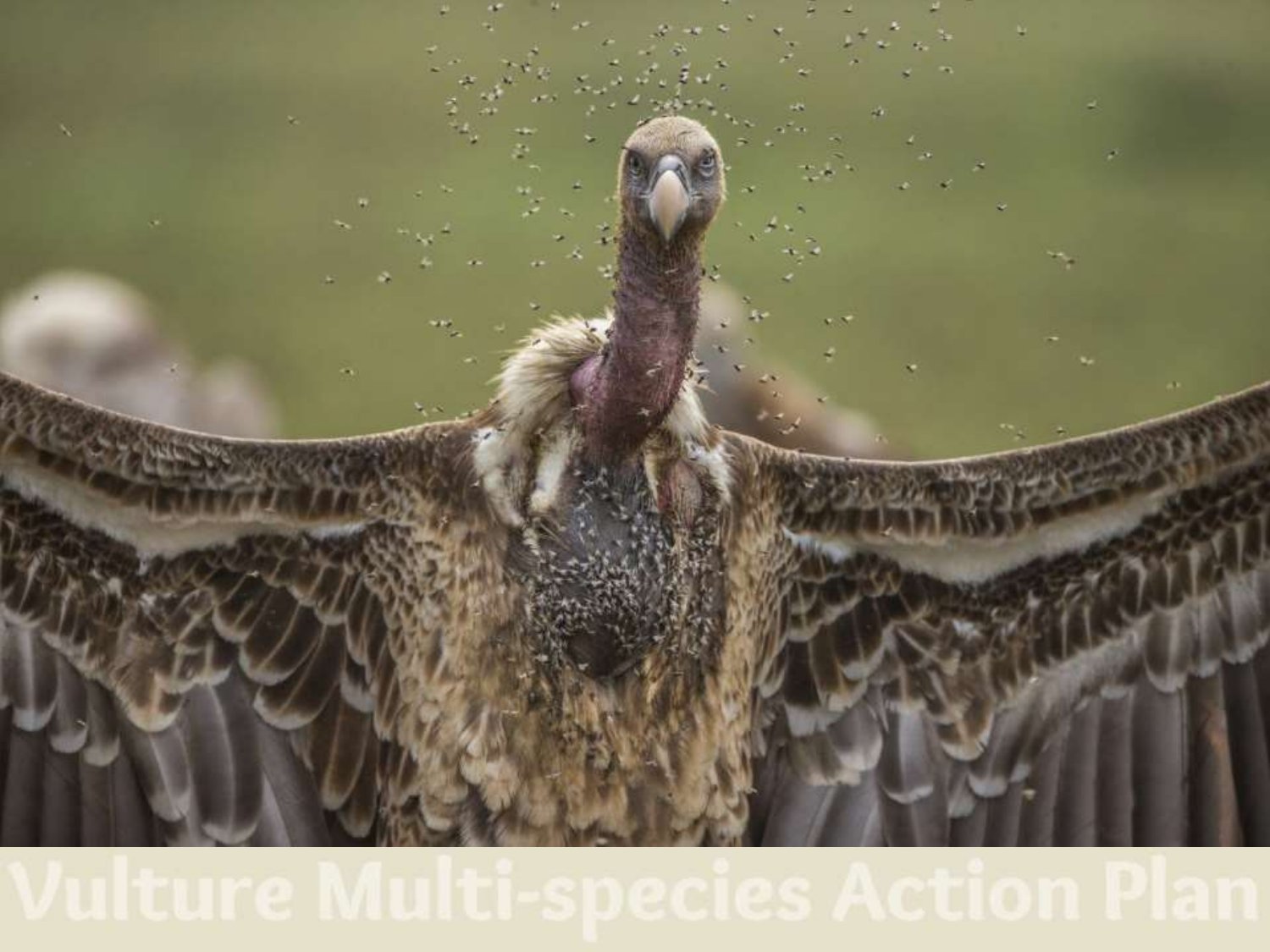# Vulture Multi-species Action Plan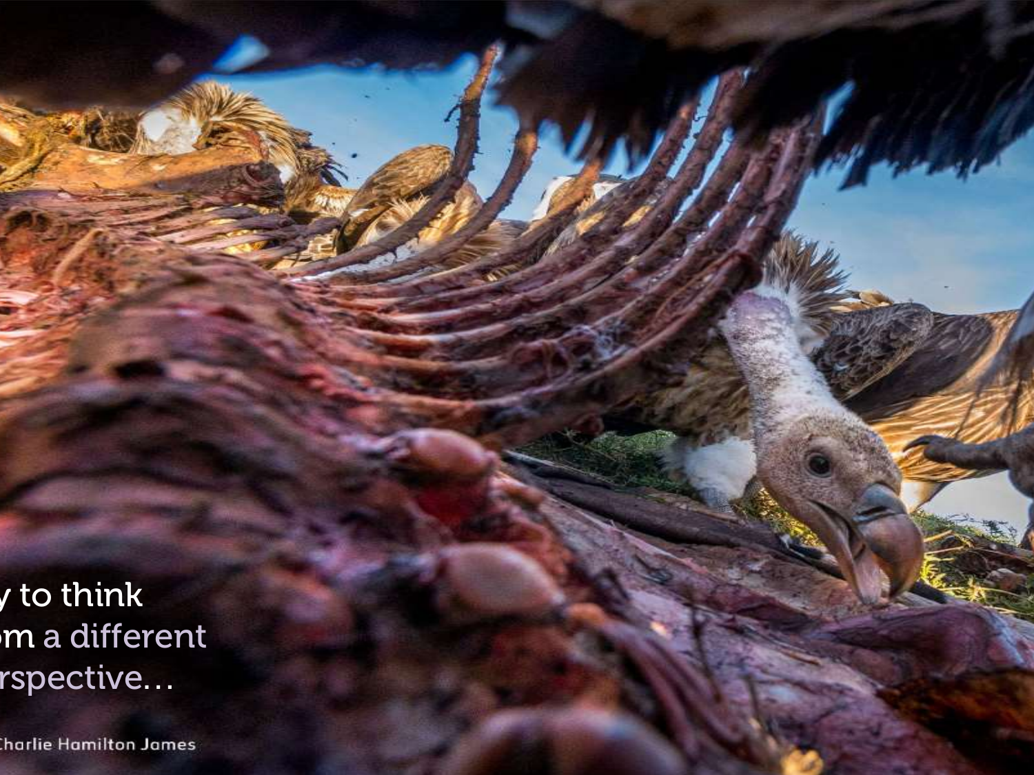y to think
om a different
rspective…

Charlie Hamilton James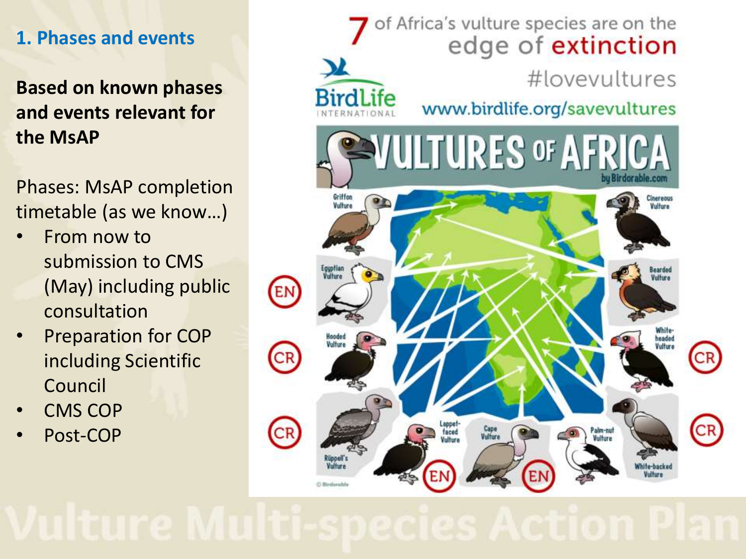## 1. Phases and events

**Based on known phases and events relevant for the MsAP**

Phases: MsAP completion timetable (as we know…)

- From now to submission to CMS (May) including public consultation
- Preparation for COP including Scientific Council
- CMS COP
- Post-COP

7 of Africa's vulture species are on the edge of extinction

#lovevultures

www.birdlife.org/savevultures

VULTURES OF AFRICA

Vulture Multi-species Action Plan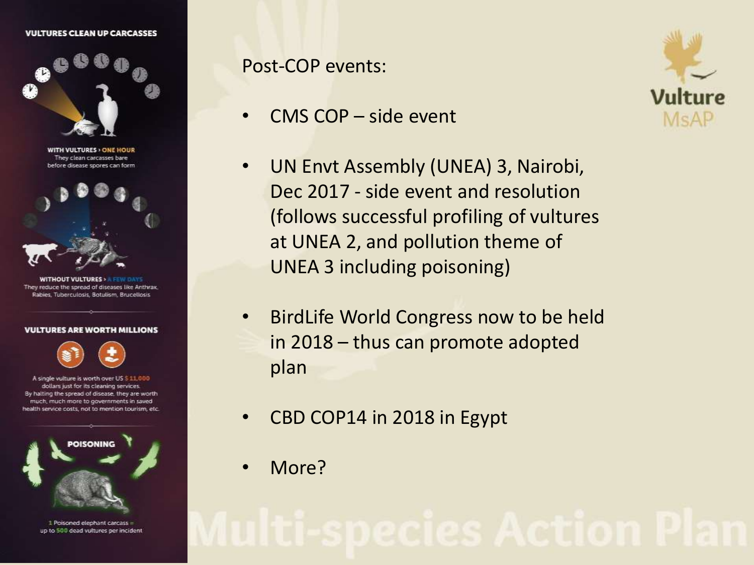Post-COP events:

- CMS COP – side event
- UN Envt Assembly (UNEA) 3, Nairobi, Dec 2017 - side event and resolution (follows successful profiling of vultures at UNEA 2, and pollution theme of UNEA 3 including poisoning)
- BirdLife World Congress now to be held in 2018 – thus can promote adopted plan
- CBD COP14 in 2018 in Egypt
- More?

**VULTURES CLEAN UP CARCASSES**

**WITH VULTURES › ONE HOUR**
They clean carcasses bare before disease spores can form

**WITHOUT VULTURES › A FEW DAYS**
They reduce the spread of diseases like Anthrax, Rabies, Tuberculosis, Botulism, Brucellosis

**VULTURES ARE WORTH MILLIONS**

A single vulture is worth over US $ 11,000 dollars just for its cleaning services. By halting the spread of disease, they are worth much, much more to governments in saved health service costs, not to mention tourism, etc.

**POISONING**

1 Poisoned elephant carcass = up to 500 dead vultures per incident

Vulture MsAP

Multi-species Action Plan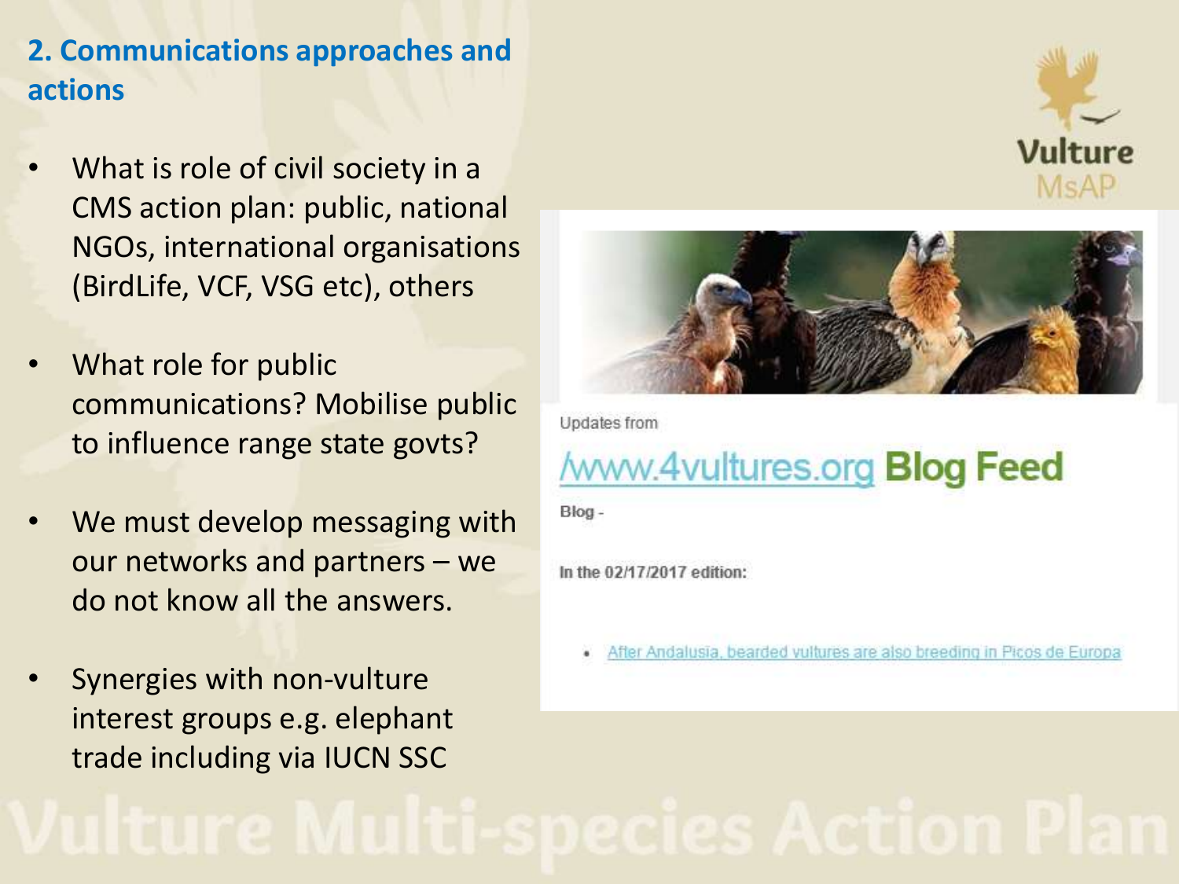## 2. Communications approaches and actions

- What is role of civil society in a CMS action plan: public, national NGOs, international organisations (BirdLife, VCF, VSG etc), others
- What role for public communications? Mobilise public to influence range state govts?
- We must develop messaging with our networks and partners – we do not know all the answers.
- Synergies with non-vulture interest groups e.g. elephant trade including via IUCN SSC

Vulture MsAP

Updates from

/www.4vultures.org **Blog Feed**

Blog -

In the 02/17/2017 edition:

- After Andalusia, bearded vultures are also breeding in Picos de Europa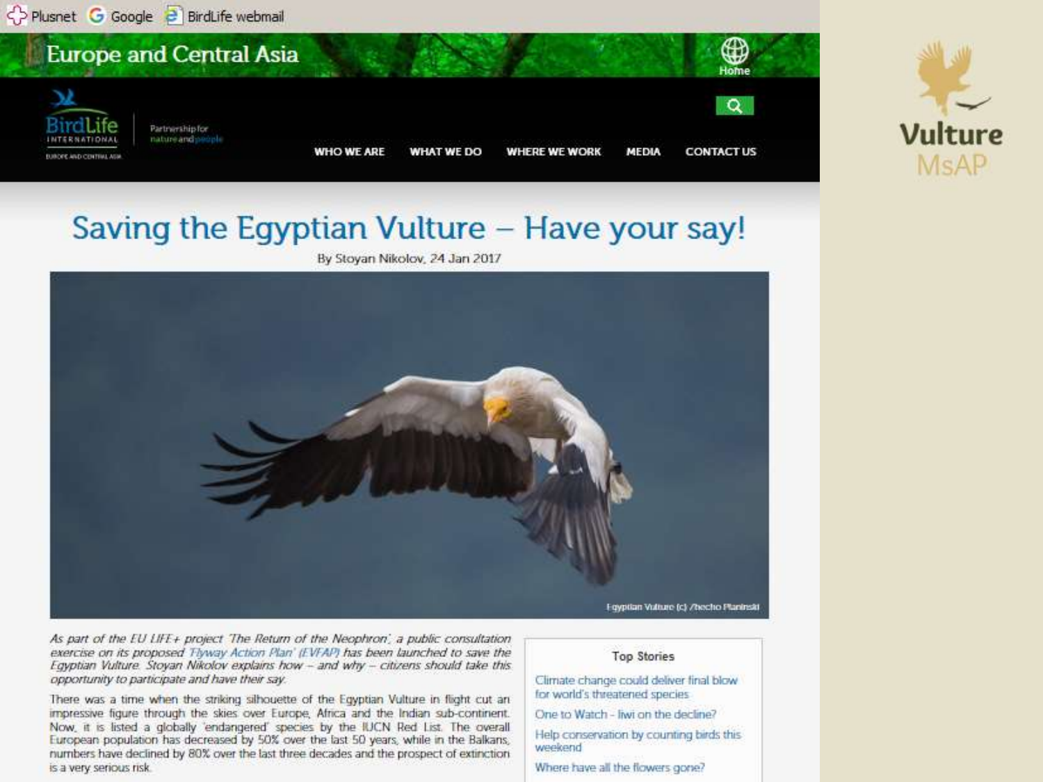Plusnet Google BirdLife webmail

Europe and Central Asia

Home

BirdLife INTERNATIONAL — Partnership for nature and people — EUROPE AND CENTRAL ASIA

WHO WE ARE | WHAT WE DO | WHERE WE WORK | MEDIA | CONTACT US

# Saving the Egyptian Vulture – Have your say!

By Stoyan Nikolov, 24 Jan 2017

Egyptian Vulture (c) Zhecho Planinski

*As part of the EU LIFE+ project 'The Return of the Neophron', a public consultation exercise on its proposed 'Flyway Action Plan' (EVFAP) has been launched to save the Egyptian Vulture. Stoyan Nikolov explains how – and why – citizens should take this opportunity to participate and have their say.*

There was a time when the striking silhouette of the Egyptian Vulture in flight cut an impressive figure through the skies over Europe, Africa and the Indian sub-continent. Now, it is listed a globally 'endangered' species by the IUCN Red List. The overall European population has decreased by 50% over the last 50 years, while in the Balkans, numbers have declined by 80% over the last three decades and the prospect of extinction is a very serious risk.

**Top Stories**

- Climate change could deliver final blow for world's threatened species
- One to Watch - Iiwi on the decline?
- Help conservation by counting birds this weekend
- Where have all the flowers gone?

Vulture MsAP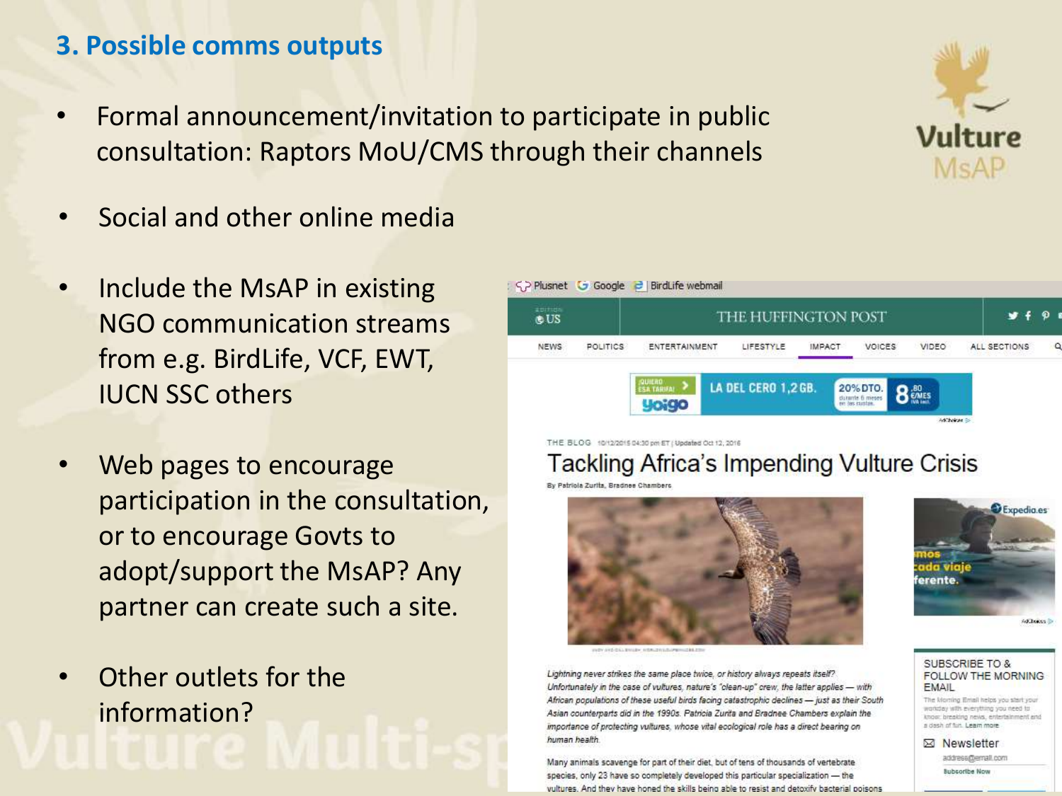## 3. Possible comms outputs

- Formal announcement/invitation to participate in public consultation: Raptors MoU/CMS through their channels
- Social and other online media
- Include the MsAP in existing NGO communication streams from e.g. BirdLife, VCF, EWT, IUCN SSC others
- Web pages to encourage participation in the consultation, or to encourage Govts to adopt/support the MsAP? Any partner can create such a site.
- Other outlets for the information?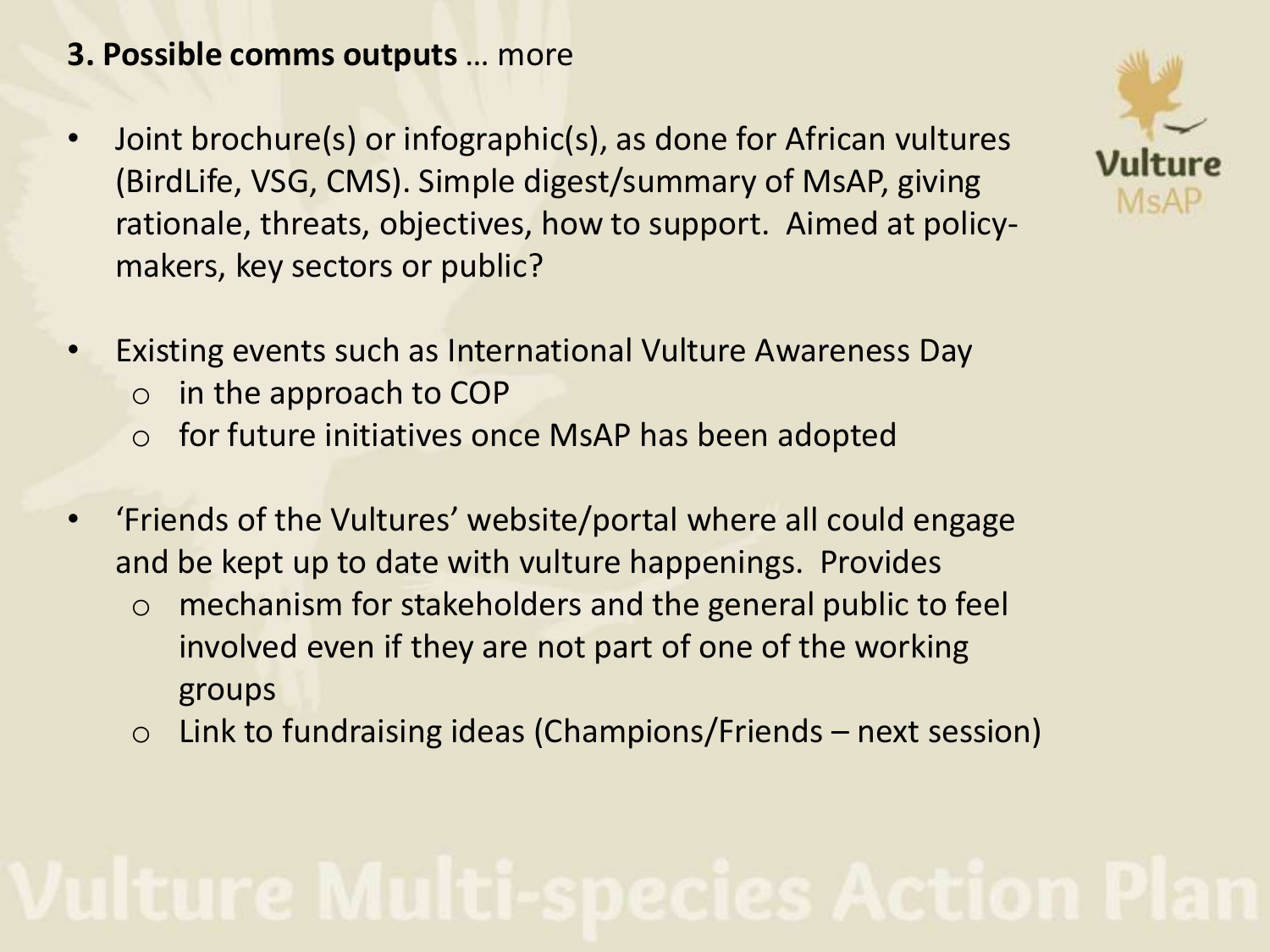**3. Possible comms outputs** … more

- Joint brochure(s) or infographic(s), as done for African vultures (BirdLife, VSG, CMS). Simple digest/summary of MsAP, giving rationale, threats, objectives, how to support. Aimed at policy-makers, key sectors or public?

- Existing events such as International Vulture Awareness Day
  - in the approach to COP
  - for future initiatives once MsAP has been adopted

- 'Friends of the Vultures' website/portal where all could engage and be kept up to date with vulture happenings. Provides
  - mechanism for stakeholders and the general public to feel involved even if they are not part of one of the working groups
  - Link to fundraising ideas (Champions/Friends – next session)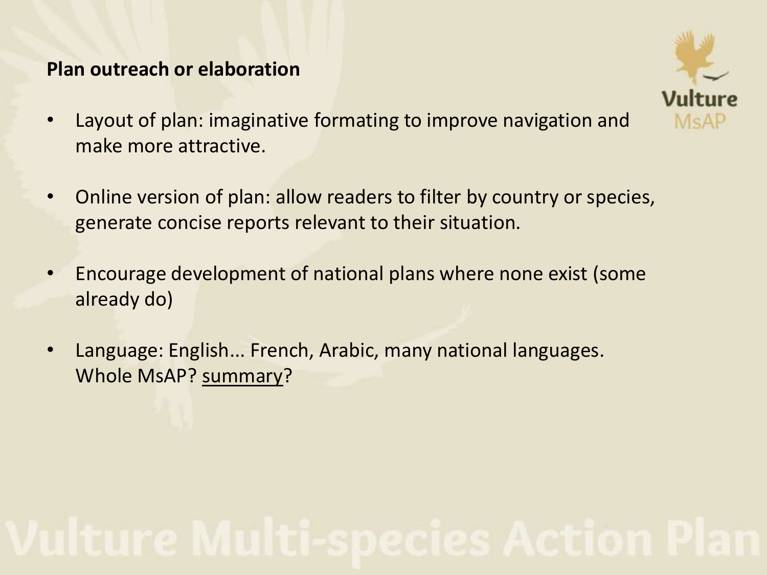**Plan outreach or elaboration**

- Layout of plan: imaginative formating to improve navigation and make more attractive.
- Online version of plan: allow readers to filter by country or species, generate concise reports relevant to their situation.
- Encourage development of national plans where none exist (some already do)
- Language: English... French, Arabic, many national languages. Whole MsAP? <u>summary</u>?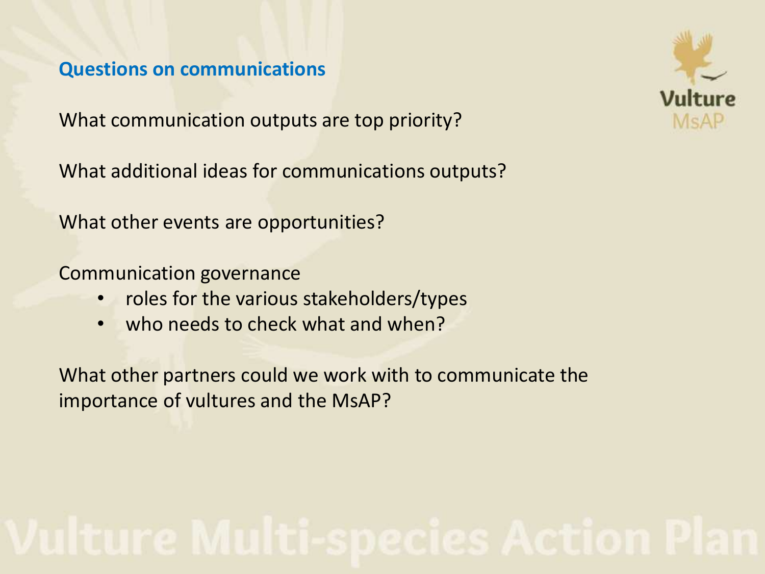## Questions on communications

What communication outputs are top priority?

What additional ideas for communications outputs?

What other events are opportunities?

Communication governance

- roles for the various stakeholders/types
- who needs to check what and when?

What other partners could we work with to communicate the importance of vultures and the MsAP?